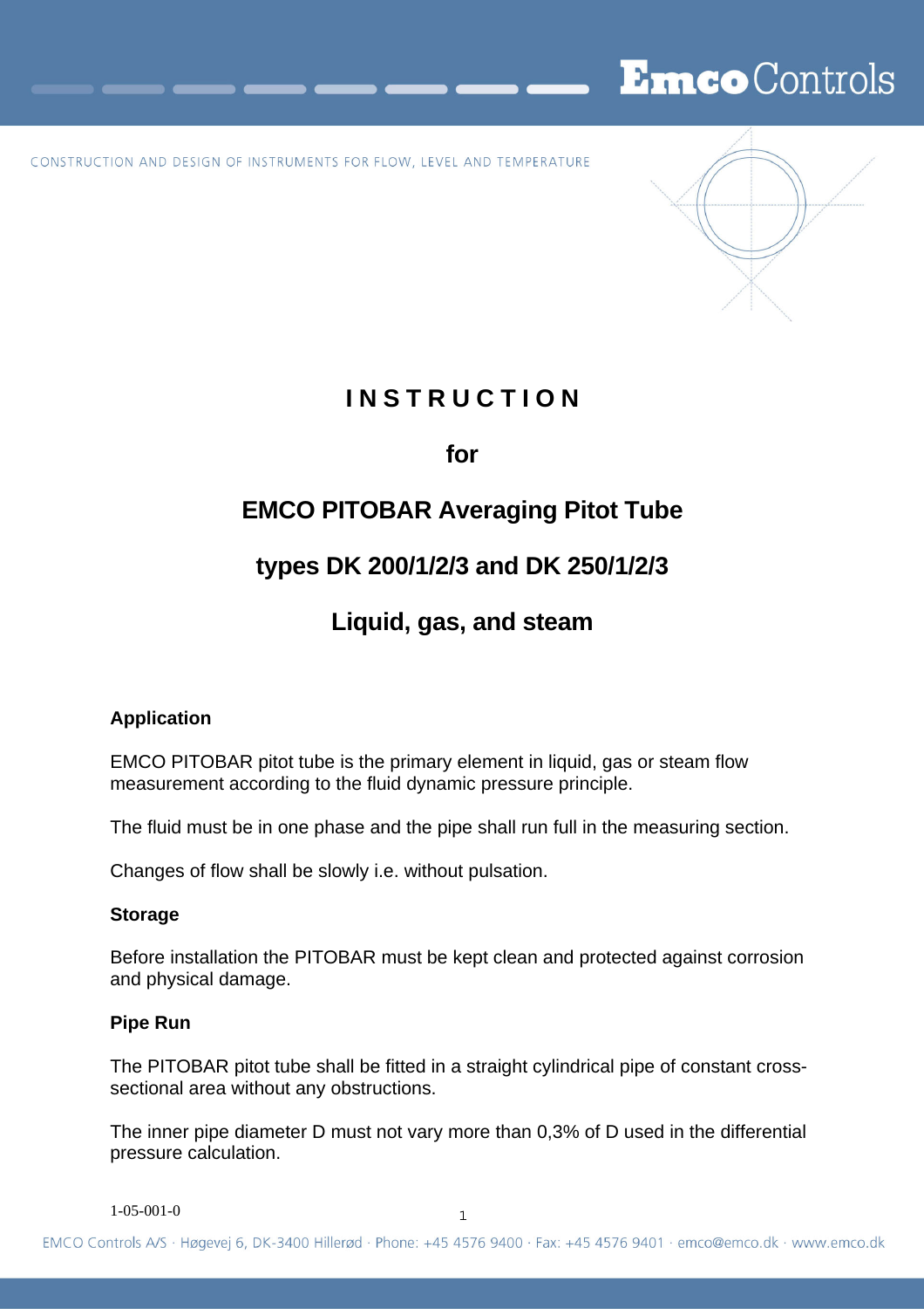# INSTRUCTION

## for

## EMCO PITOBAR Averaging Pitot Tube

## types DK 200/1/2/3 and DK 250/1/2/3

## Liquid, gas, and steam

### Application

EMCO PITOBAR pitot tube is the primary element in liquid, gas or steam flow measurement according to the fluid dynamic pressure principle.

The fluid must be in one phase and the pipe shall run full in the measuring section.

Changes of flow shall be slowly i.e. without pulsation.

### Storage

Before installation the PITOBAR must be kept clean and protected against corrosion and physical damage.

### Pipe Run

The PITOBAR pitot tube shall be fitted in a straight cylindrical pipe of constant cross-sectional area without any obstructions.

The inner pipe diameter D must not vary more than 0,3% of D used in the differential pressure calculation.

1-05-001-0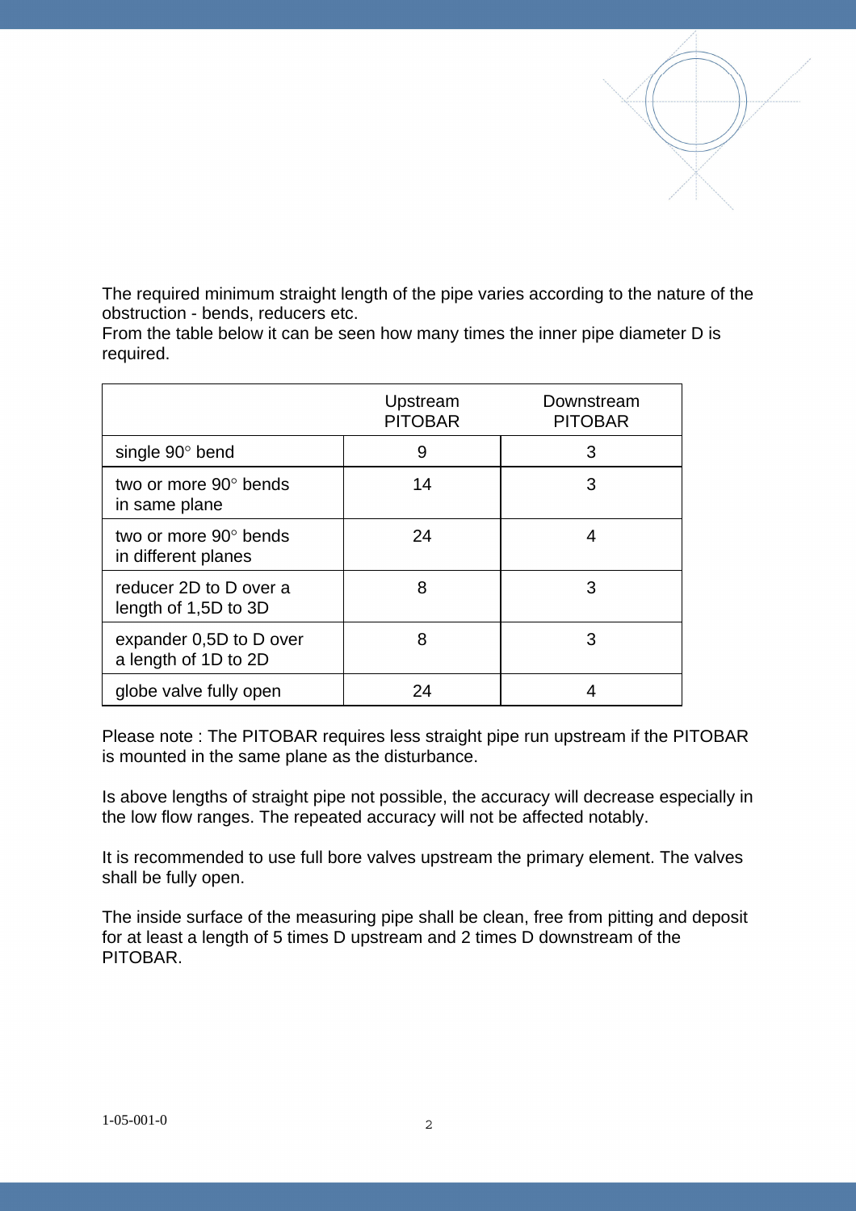The required minimum straight length of the pipe varies according to the nature of the obstruction - bends, reducers etc.
From the table below it can be seen how many times the inner pipe diameter D is required.

| | Upstream PITOBAR | Downstream PITOBAR |
|---|---|---|
| single 90° bend | 9 | 3 |
| two or more 90° bends in same plane | 14 | 3 |
| two or more 90° bends in different planes | 24 | 4 |
| reducer 2D to D over a length of 1,5D to 3D | 8 | 3 |
| expander 0,5D to D over a length of 1D to 2D | 8 | 3 |
| globe valve fully open | 24 | 4 |

Please note : The PITOBAR requires less straight pipe run upstream if the PITOBAR is mounted in the same plane as the disturbance.

Is above lengths of straight pipe not possible, the accuracy will decrease especially in the low flow ranges. The repeated accuracy will not be affected notably.

It is recommended to use full bore valves upstream the primary element. The valves shall be fully open.

The inside surface of the measuring pipe shall be clean, free from pitting and deposit for at least a length of 5 times D upstream and 2 times D downstream of the PITOBAR.

1-05-001-0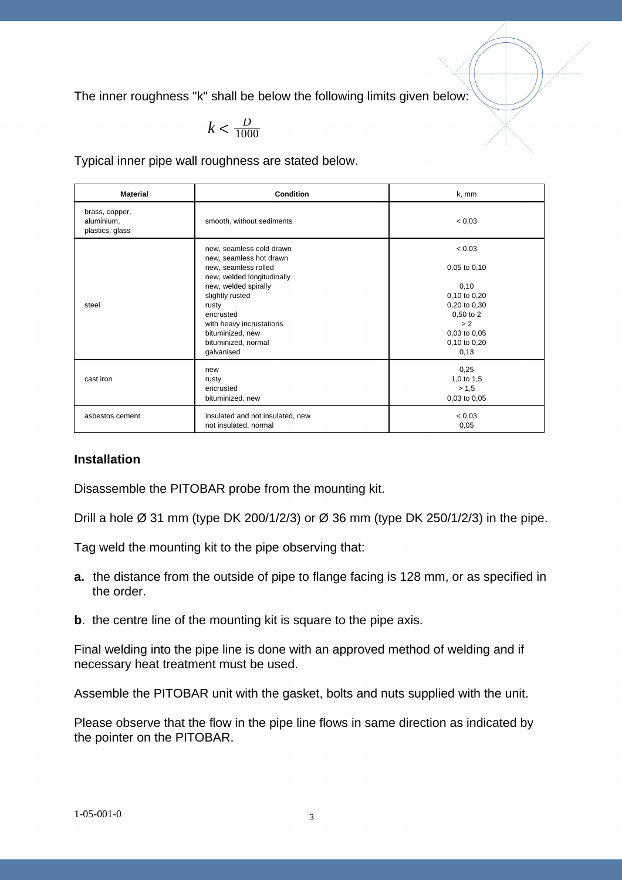The inner roughness "k" shall be below the following limits given below:

$$k < \frac{D}{1000}$$

Typical inner pipe wall roughness are stated below.

| Material | Condition | k, mm |
|---|---|---|
| brass, copper, aluminium, plastics, glass | smooth, without sediments | < 0,03 |
| steel | new, seamless cold drawn<br>new, seamless hot drawn<br>new, seamless rolled<br>new, welded longitudinally<br>new, welded spirally<br>slightly rusted<br>rusty<br>encrusted<br>with heavy incrustations<br>bituminized, new<br>bituminized, normal<br>galvanised | < 0,03<br><br>0,05 to 0,10<br><br>0,10<br>0,10 to 0,20<br>0,20 to 0,30<br>0,50 to 2<br>> 2<br>0,03 to 0,05<br>0,10 to 0,20<br>0,13 |
| cast iron | new<br>rusty<br>encrusted<br>bituminized, new | 0,25<br>1,0 to 1,5<br>> 1,5<br>0,03 to 0,05 |
| asbestos cement | insulated and not insulated, new<br>not insulated, normal | < 0,03<br>0,05 |

### Installation

Disassemble the PITOBAR probe from the mounting kit.

Drill a hole Ø 31 mm (type DK 200/1/2/3) or Ø 36 mm (type DK 250/1/2/3) in the pipe.

Tag weld the mounting kit to the pipe observing that:

**a.** the distance from the outside of pipe to flange facing is 128 mm, or as specified in the order.

**b**. the centre line of the mounting kit is square to the pipe axis.

Final welding into the pipe line is done with an approved method of welding and if necessary heat treatment must be used.

Assemble the PITOBAR unit with the gasket, bolts and nuts supplied with the unit.

Please observe that the flow in the pipe line flows in same direction as indicated by the pointer on the PITOBAR.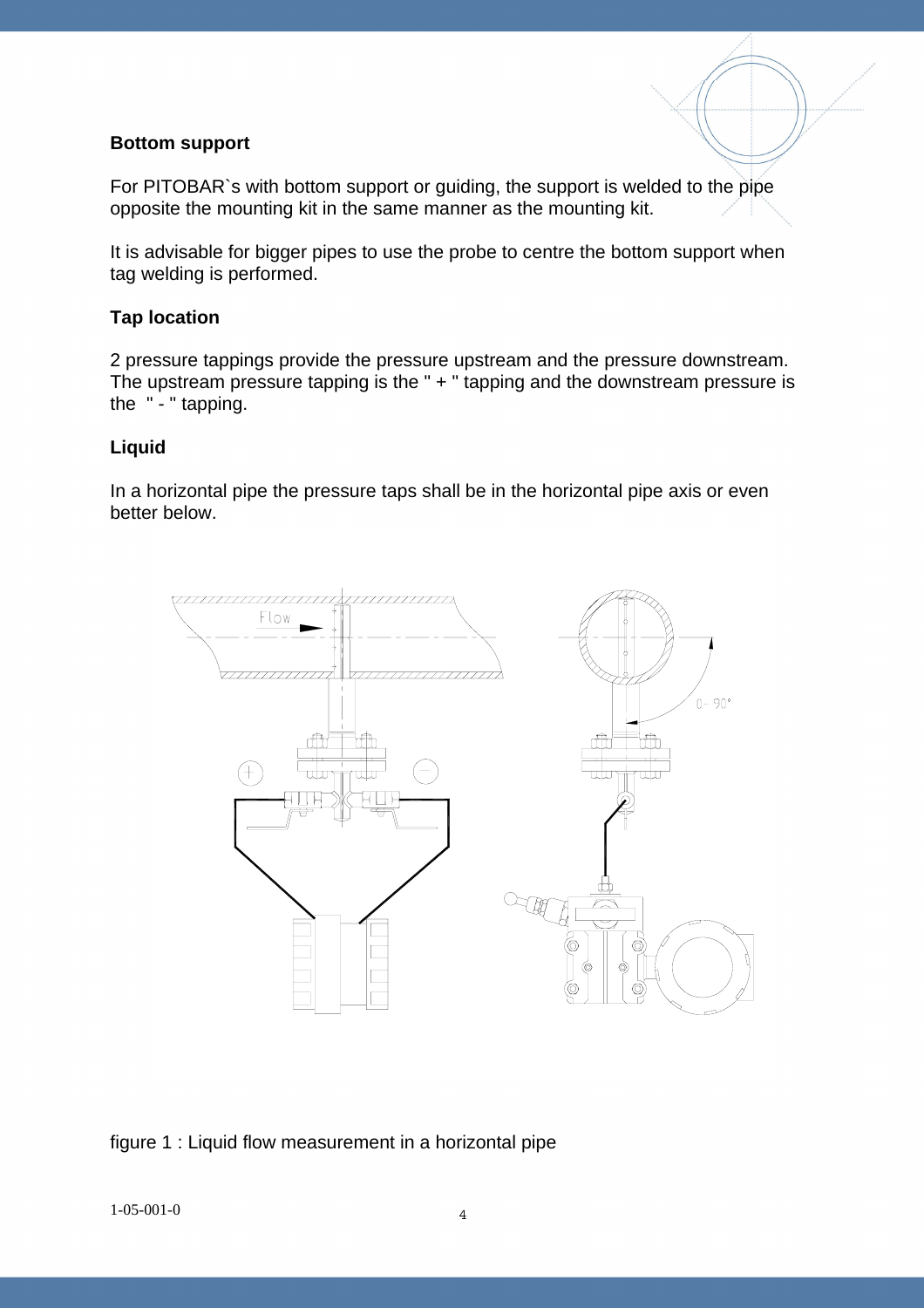### Bottom support

For PITOBAR`s with bottom support or guiding, the support is welded to the pipe opposite the mounting kit in the same manner as the mounting kit.

It is advisable for bigger pipes to use the probe to centre the bottom support when tag welding is performed.

### Tap location

2 pressure tappings provide the pressure upstream and the pressure downstream. The upstream pressure tapping is the " + " tapping and the downstream pressure is the " - " tapping.

### Liquid

In a horizontal pipe the pressure taps shall be in the horizontal pipe axis or even better below.

figure 1 : Liquid flow measurement in a horizontal pipe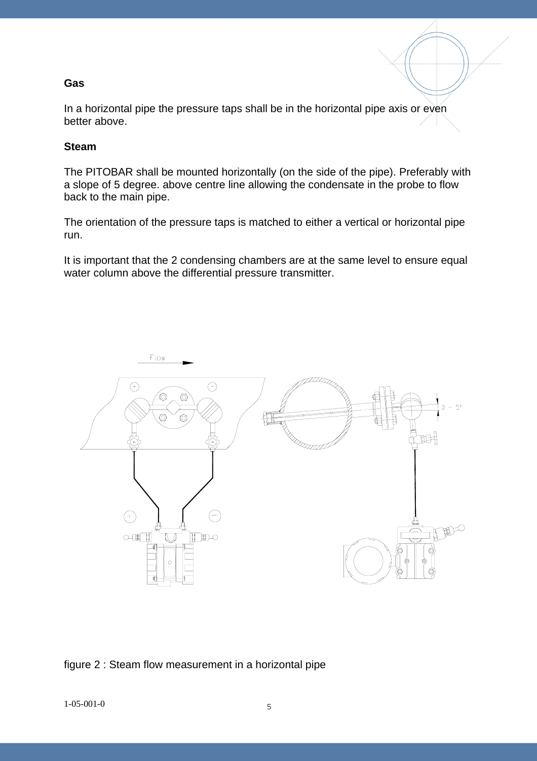**Gas**

In a horizontal pipe the pressure taps shall be in the horizontal pipe axis or even better above.

**Steam**

The PITOBAR shall be mounted horizontally (on the side of the pipe). Preferably with a slope of 5 degree. above centre line allowing the condensate in the probe to flow back to the main pipe.

The orientation of the pressure taps is matched to either a vertical or horizontal pipe run.

It is important that the 2 condensing chambers are at the same level to ensure equal water column above the differential pressure transmitter.

figure 2 : Steam flow measurement in a horizontal pipe

1-05-001-0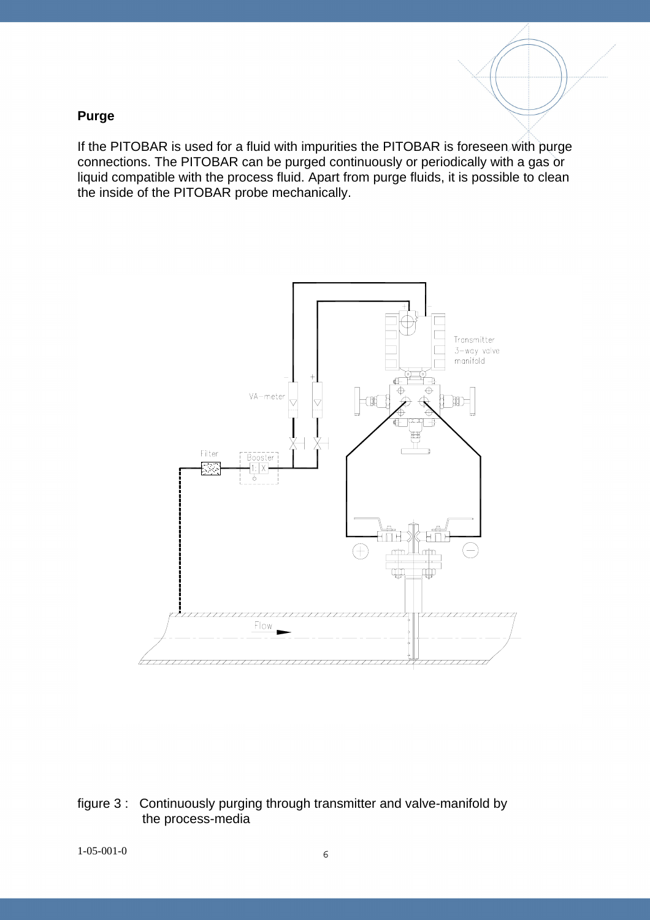## Purge

If the PITOBAR is used for a fluid with impurities the PITOBAR is foreseen with purge connections. The PITOBAR can be purged continuously or periodically with a gas or liquid compatible with the process fluid. Apart from purge fluids, it is possible to clean the inside of the PITOBAR probe mechanically.

figure 3 : Continuously purging through transmitter and valve-manifold by the process-media

1-05-001-0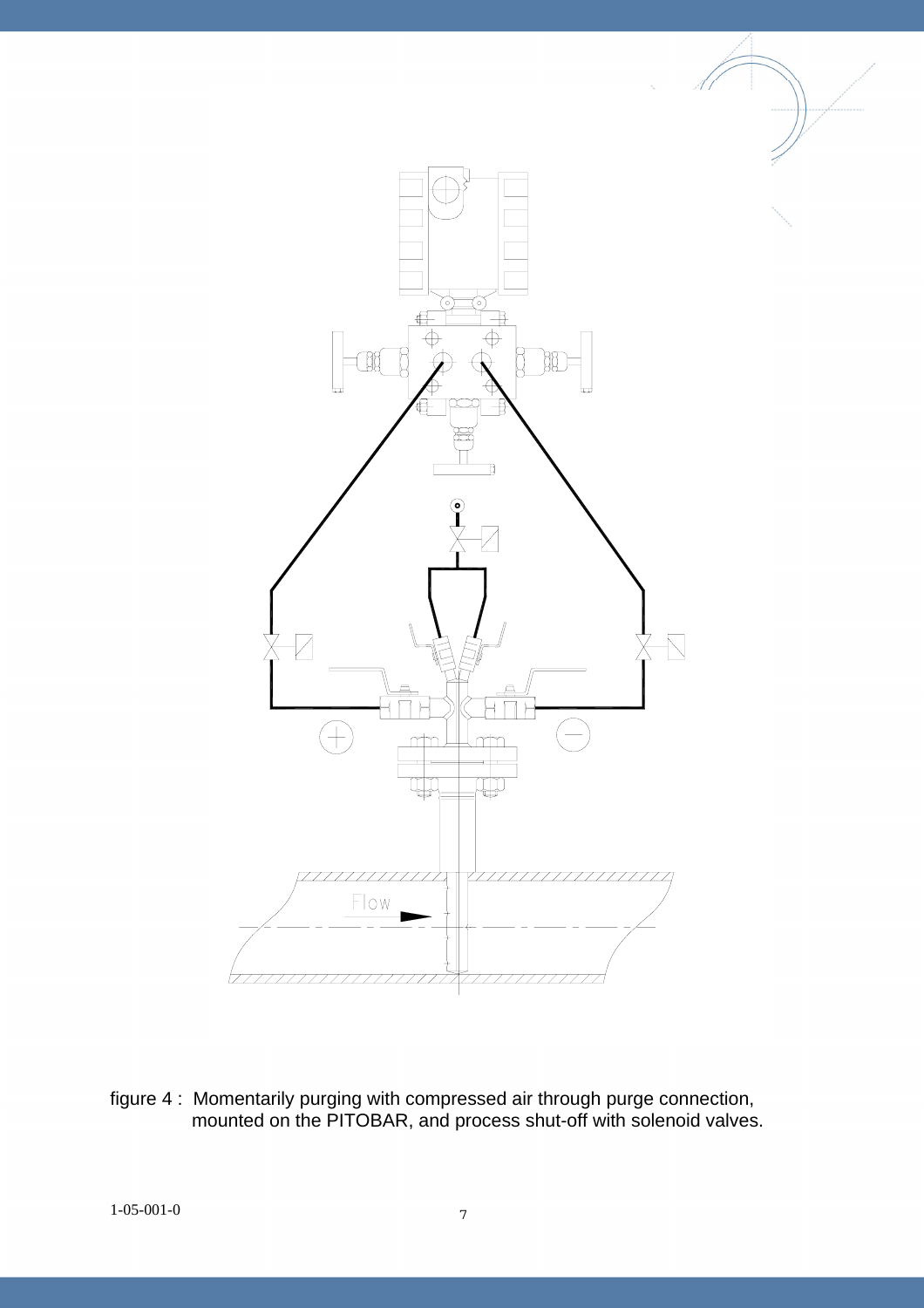figure 4 : Momentarily purging with compressed air through purge connection, mounted on the PITOBAR, and process shut-off with solenoid valves.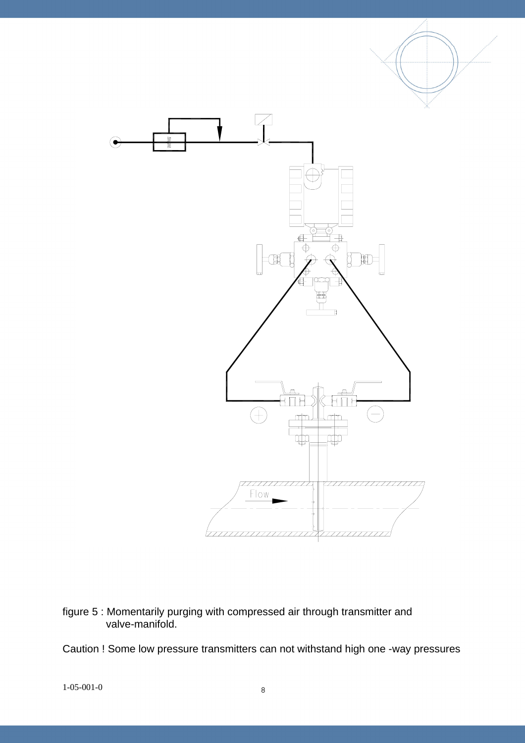figure 5 : Momentarily purging with compressed air through transmitter and valve-manifold.

Caution ! Some low pressure transmitters can not withstand high one -way pressures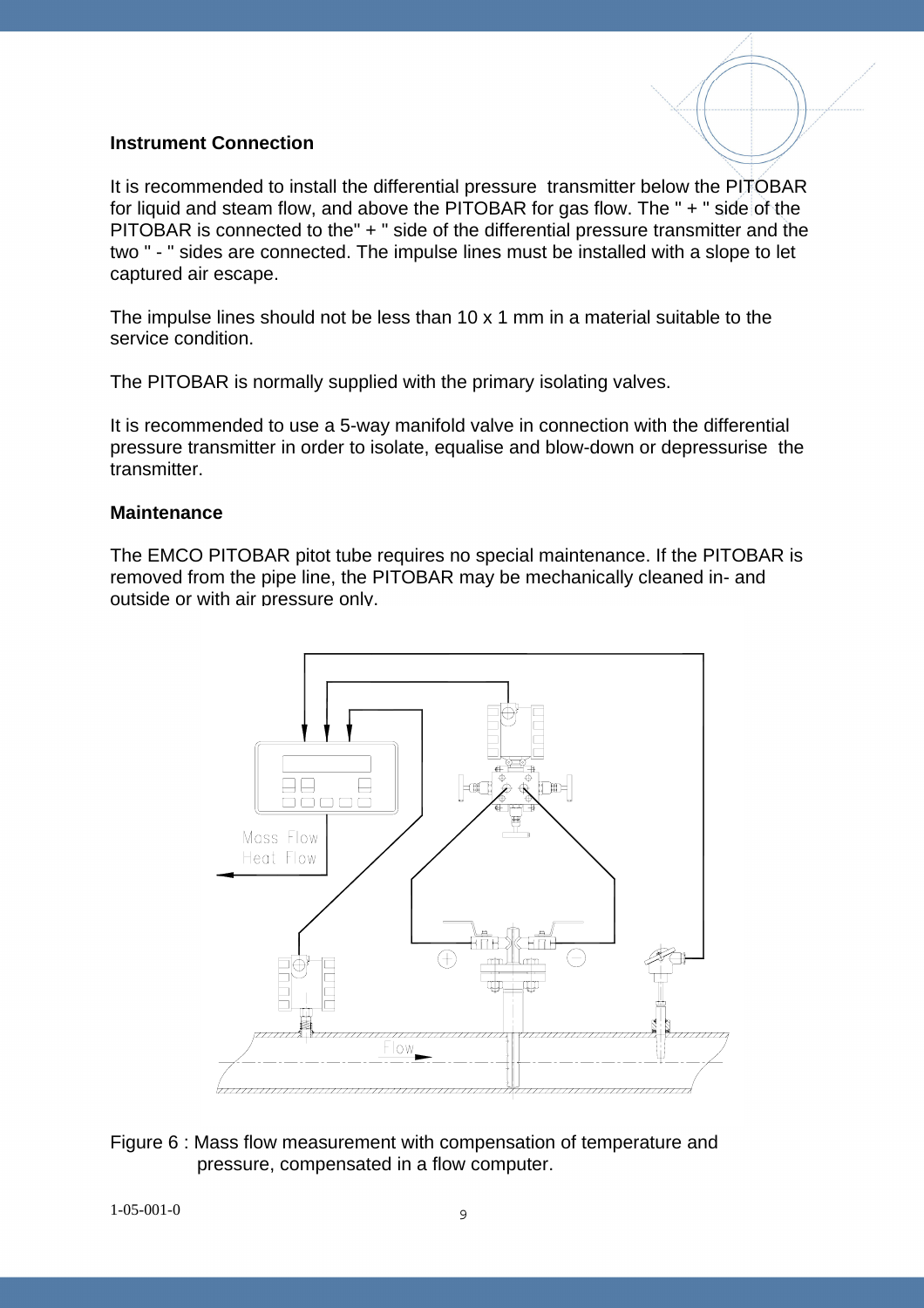**Instrument Connection**

It is recommended to install the differential pressure transmitter below the PITOBAR for liquid and steam flow, and above the PITOBAR for gas flow. The " + " side of the PITOBAR is connected to the" + " side of the differential pressure transmitter and the two " - " sides are connected. The impulse lines must be installed with a slope to let captured air escape.

The impulse lines should not be less than 10 x 1 mm in a material suitable to the service condition.

The PITOBAR is normally supplied with the primary isolating valves.

It is recommended to use a 5-way manifold valve in connection with the differential pressure transmitter in order to isolate, equalise and blow-down or depressurise the transmitter.

**Maintenance**

The EMCO PITOBAR pitot tube requires no special maintenance. If the PITOBAR is removed from the pipe line, the PITOBAR may be mechanically cleaned in- and outside or with air pressure only.

Mass Flow
Heat Flow
Flow

Figure 6 : Mass flow measurement with compensation of temperature and pressure, compensated in a flow computer.

1-05-001-0